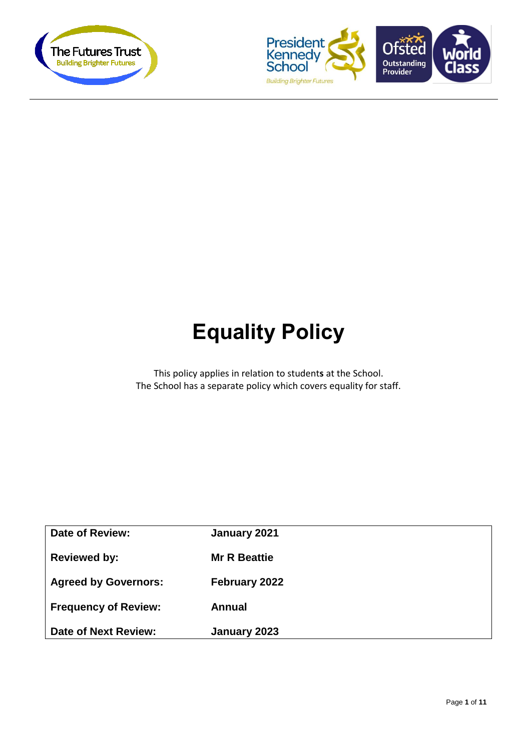The Futures Trust
Building Brighter Futures

President Kennedy School
Building Brighter Futures

Ofsted Outstanding Provider

World Class

# Equality Policy

This policy applies in relation to students at the School.
The School has a separate policy which covers equality for staff.

| | |
|---|---|
| **Date of Review:** | **January 2021** |
| **Reviewed by:** | **Mr R Beattie** |
| **Agreed by Governors:** | **February 2022** |
| **Frequency of Review:** | **Annual** |
| **Date of Next Review:** | **January 2023** |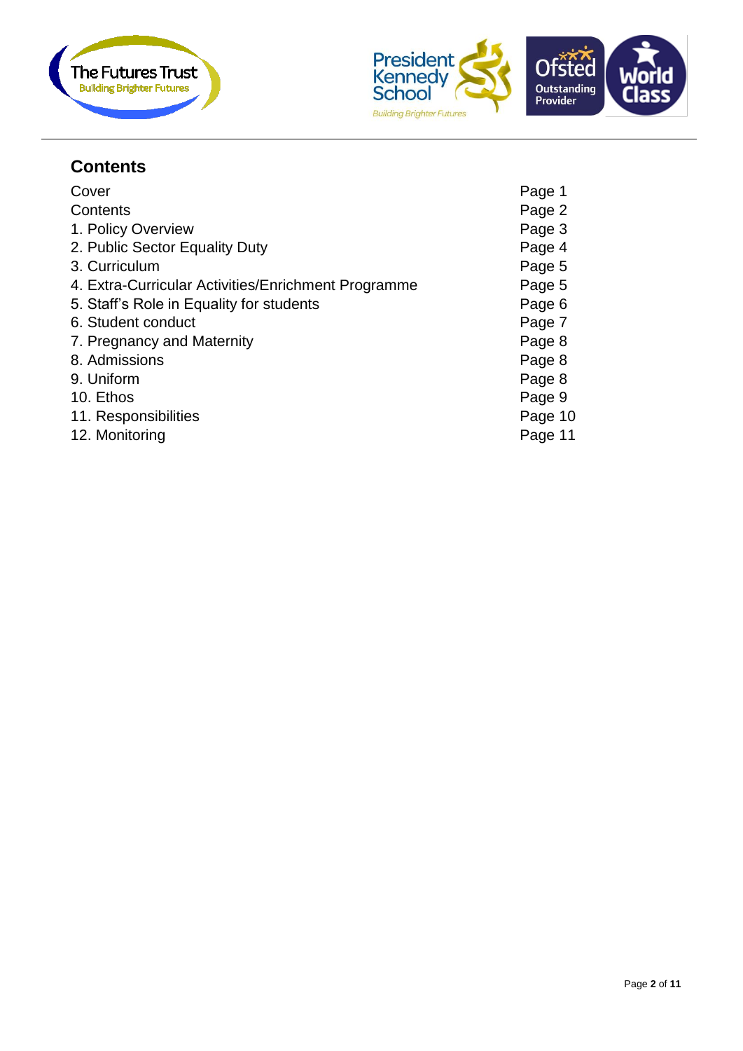## Contents

| | |
|---|---|
| Cover | Page 1 |
| Contents | Page 2 |
| 1. Policy Overview | Page 3 |
| 2. Public Sector Equality Duty | Page 4 |
| 3. Curriculum | Page 5 |
| 4. Extra-Curricular Activities/Enrichment Programme | Page 5 |
| 5. Staff's Role in Equality for students | Page 6 |
| 6. Student conduct | Page 7 |
| 7. Pregnancy and Maternity | Page 8 |
| 8. Admissions | Page 8 |
| 9. Uniform | Page 8 |
| 10. Ethos | Page 9 |
| 11. Responsibilities | Page 10 |
| 12. Monitoring | Page 11 |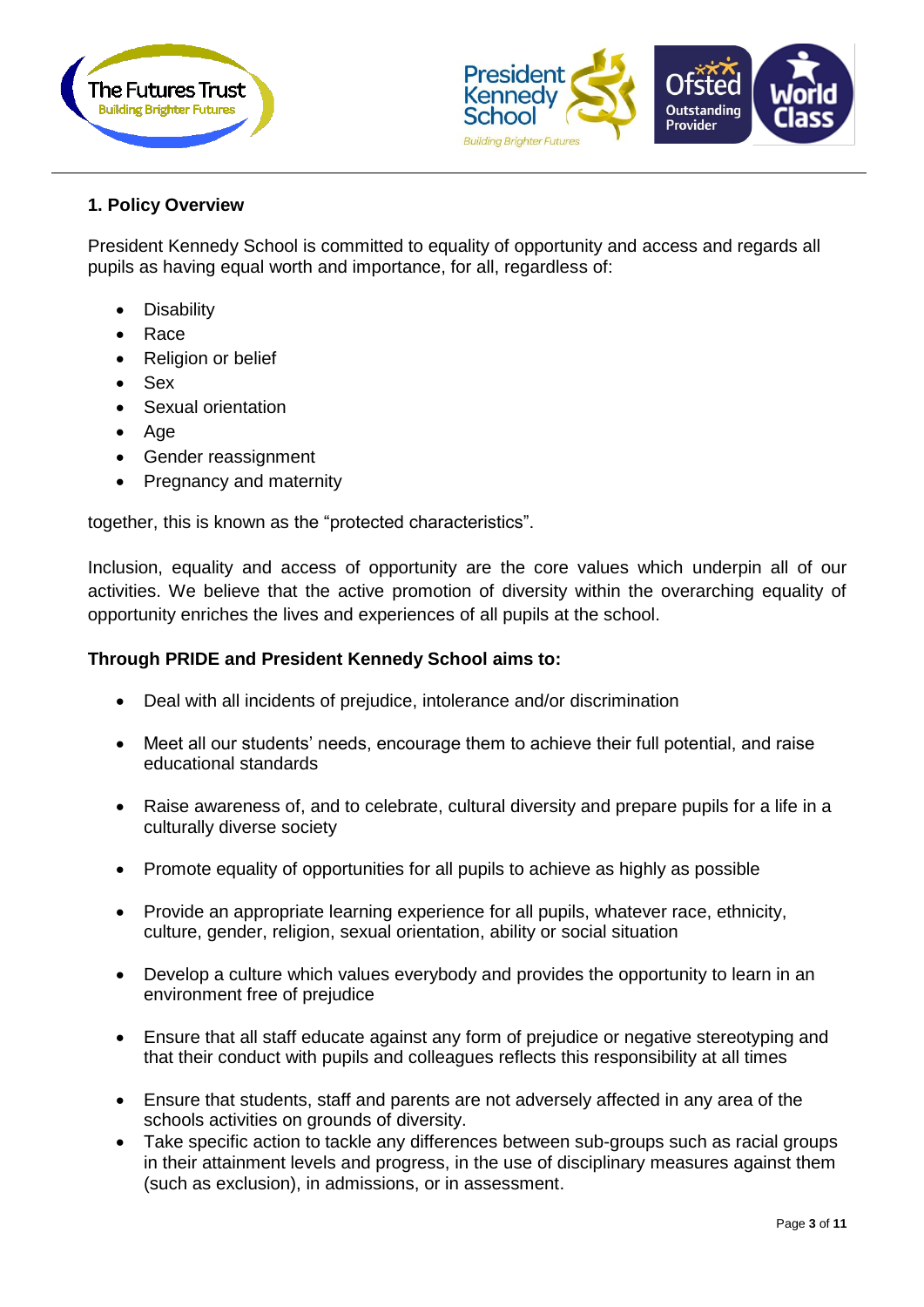## 1. Policy Overview

President Kennedy School is committed to equality of opportunity and access and regards all pupils as having equal worth and importance, for all, regardless of:

- Disability
- Race
- Religion or belief
- Sex
- Sexual orientation
- Age
- Gender reassignment
- Pregnancy and maternity

together, this is known as the "protected characteristics".

Inclusion, equality and access of opportunity are the core values which underpin all of our activities. We believe that the active promotion of diversity within the overarching equality of opportunity enriches the lives and experiences of all pupils at the school.

**Through PRIDE and President Kennedy School aims to:**

- Deal with all incidents of prejudice, intolerance and/or discrimination
- Meet all our students' needs, encourage them to achieve their full potential, and raise educational standards
- Raise awareness of, and to celebrate, cultural diversity and prepare pupils for a life in a culturally diverse society
- Promote equality of opportunities for all pupils to achieve as highly as possible
- Provide an appropriate learning experience for all pupils, whatever race, ethnicity, culture, gender, religion, sexual orientation, ability or social situation
- Develop a culture which values everybody and provides the opportunity to learn in an environment free of prejudice
- Ensure that all staff educate against any form of prejudice or negative stereotyping and that their conduct with pupils and colleagues reflects this responsibility at all times
- Ensure that students, staff and parents are not adversely affected in any area of the schools activities on grounds of diversity.
- Take specific action to tackle any differences between sub-groups such as racial groups in their attainment levels and progress, in the use of disciplinary measures against them (such as exclusion), in admissions, or in assessment.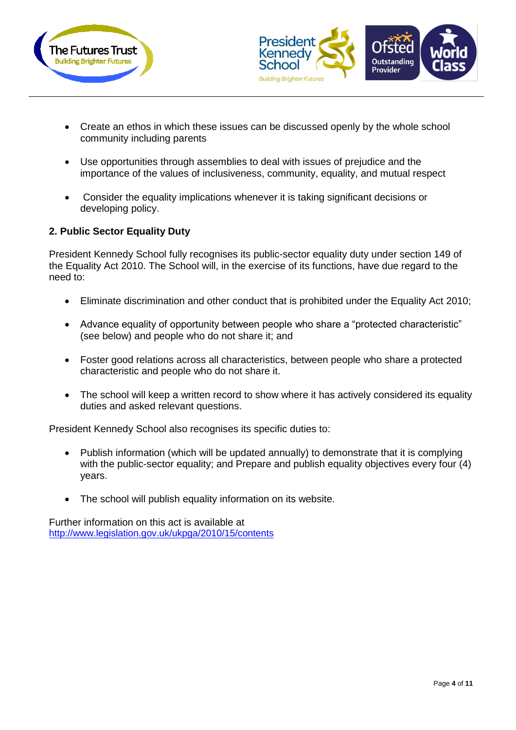- Create an ethos in which these issues can be discussed openly by the whole school community including parents

- Use opportunities through assemblies to deal with issues of prejudice and the importance of the values of inclusiveness, community, equality, and mutual respect

- Consider the equality implications whenever it is taking significant decisions or developing policy.

**2. Public Sector Equality Duty**

President Kennedy School fully recognises its public-sector equality duty under section 149 of the Equality Act 2010. The School will, in the exercise of its functions, have due regard to the need to:

- Eliminate discrimination and other conduct that is prohibited under the Equality Act 2010;

- Advance equality of opportunity between people who share a "protected characteristic" (see below) and people who do not share it; and

- Foster good relations across all characteristics, between people who share a protected characteristic and people who do not share it.

- The school will keep a written record to show where it has actively considered its equality duties and asked relevant questions.

President Kennedy School also recognises its specific duties to:

- Publish information (which will be updated annually) to demonstrate that it is complying with the public-sector equality; and Prepare and publish equality objectives every four (4) years.

- The school will publish equality information on its website.

Further information on this act is available at
http://www.legislation.gov.uk/ukpga/2010/15/contents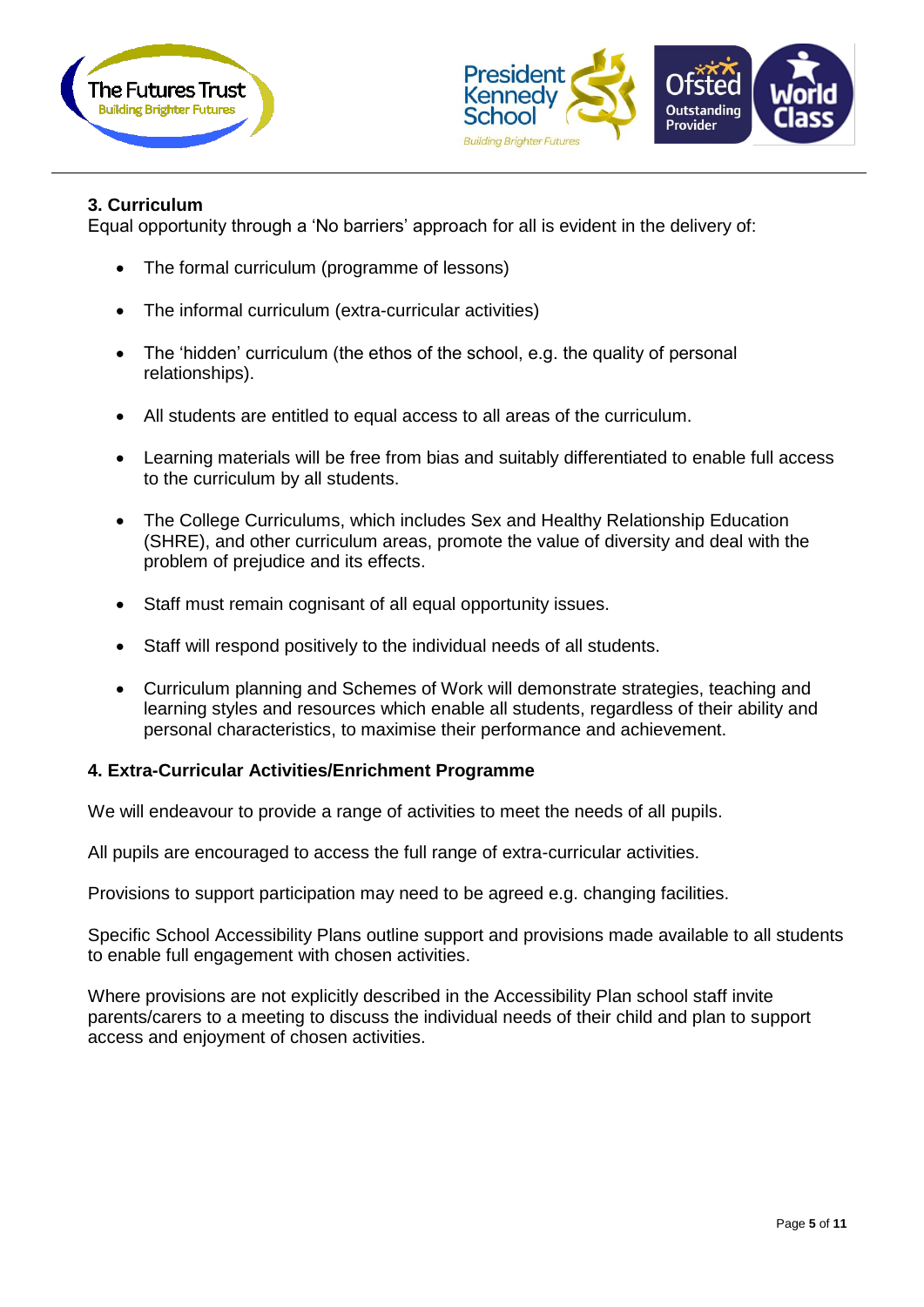### 3. Curriculum

Equal opportunity through a 'No barriers' approach for all is evident in the delivery of:

- The formal curriculum (programme of lessons)
- The informal curriculum (extra-curricular activities)
- The 'hidden' curriculum (the ethos of the school, e.g. the quality of personal relationships).
- All students are entitled to equal access to all areas of the curriculum.
- Learning materials will be free from bias and suitably differentiated to enable full access to the curriculum by all students.
- The College Curriculums, which includes Sex and Healthy Relationship Education (SHRE), and other curriculum areas, promote the value of diversity and deal with the problem of prejudice and its effects.
- Staff must remain cognisant of all equal opportunity issues.
- Staff will respond positively to the individual needs of all students.
- Curriculum planning and Schemes of Work will demonstrate strategies, teaching and learning styles and resources which enable all students, regardless of their ability and personal characteristics, to maximise their performance and achievement.

### 4. Extra-Curricular Activities/Enrichment Programme

We will endeavour to provide a range of activities to meet the needs of all pupils.

All pupils are encouraged to access the full range of extra-curricular activities.

Provisions to support participation may need to be agreed e.g. changing facilities.

Specific School Accessibility Plans outline support and provisions made available to all students to enable full engagement with chosen activities.

Where provisions are not explicitly described in the Accessibility Plan school staff invite parents/carers to a meeting to discuss the individual needs of their child and plan to support access and enjoyment of chosen activities.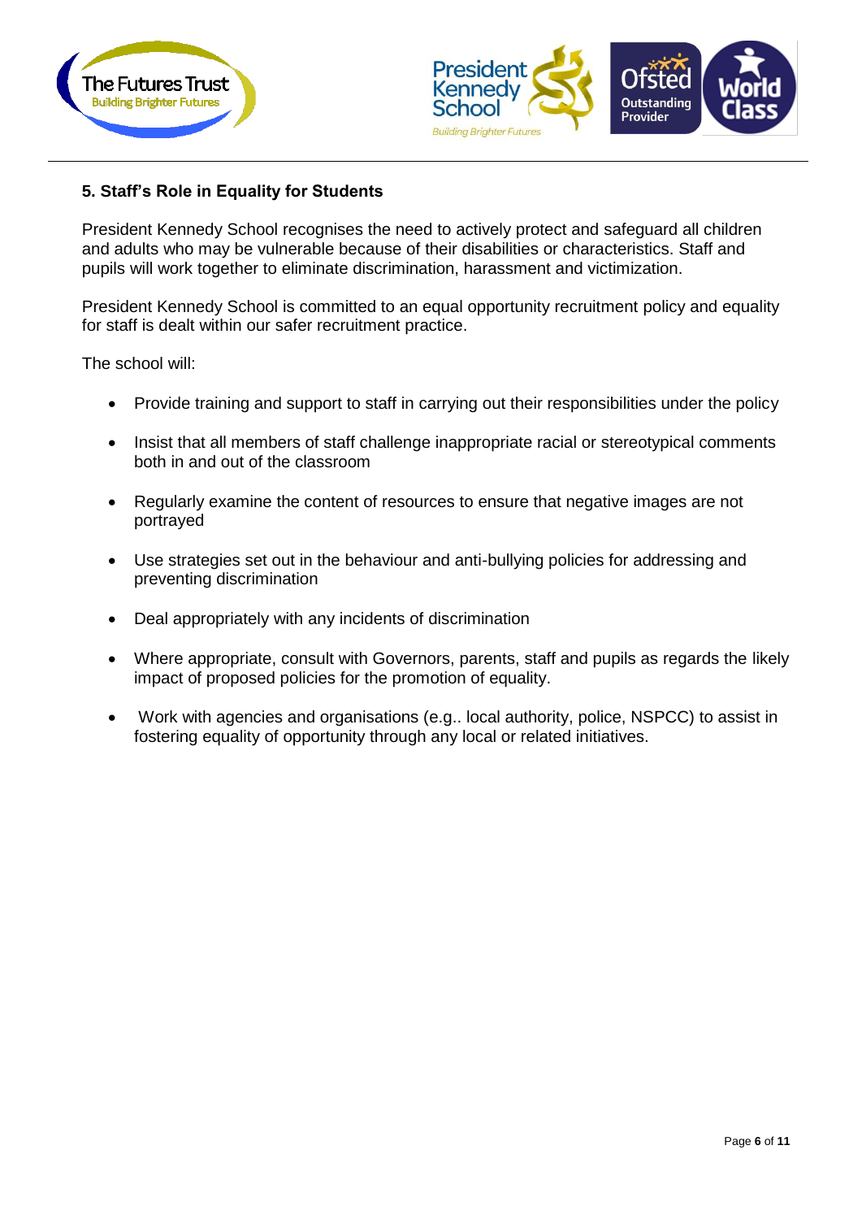## 5. Staff's Role in Equality for Students

President Kennedy School recognises the need to actively protect and safeguard all children and adults who may be vulnerable because of their disabilities or characteristics. Staff and pupils will work together to eliminate discrimination, harassment and victimization.

President Kennedy School is committed to an equal opportunity recruitment policy and equality for staff is dealt within our safer recruitment practice.

The school will:

- Provide training and support to staff in carrying out their responsibilities under the policy
- Insist that all members of staff challenge inappropriate racial or stereotypical comments both in and out of the classroom
- Regularly examine the content of resources to ensure that negative images are not portrayed
- Use strategies set out in the behaviour and anti-bullying policies for addressing and preventing discrimination
- Deal appropriately with any incidents of discrimination
- Where appropriate, consult with Governors, parents, staff and pupils as regards the likely impact of proposed policies for the promotion of equality.
- Work with agencies and organisations (e.g.. local authority, police, NSPCC) to assist in fostering equality of opportunity through any local or related initiatives.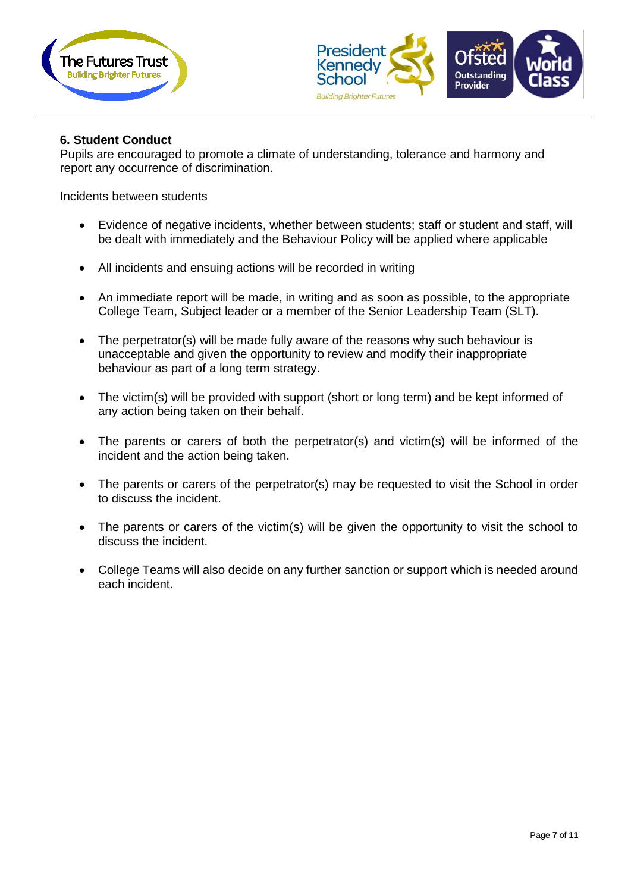## 6. Student Conduct

Pupils are encouraged to promote a climate of understanding, tolerance and harmony and report any occurrence of discrimination.

Incidents between students

- Evidence of negative incidents, whether between students; staff or student and staff, will be dealt with immediately and the Behaviour Policy will be applied where applicable
- All incidents and ensuing actions will be recorded in writing
- An immediate report will be made, in writing and as soon as possible, to the appropriate College Team, Subject leader or a member of the Senior Leadership Team (SLT).
- The perpetrator(s) will be made fully aware of the reasons why such behaviour is unacceptable and given the opportunity to review and modify their inappropriate behaviour as part of a long term strategy.
- The victim(s) will be provided with support (short or long term) and be kept informed of any action being taken on their behalf.
- The parents or carers of both the perpetrator(s) and victim(s) will be informed of the incident and the action being taken.
- The parents or carers of the perpetrator(s) may be requested to visit the School in order to discuss the incident.
- The parents or carers of the victim(s) will be given the opportunity to visit the school to discuss the incident.
- College Teams will also decide on any further sanction or support which is needed around each incident.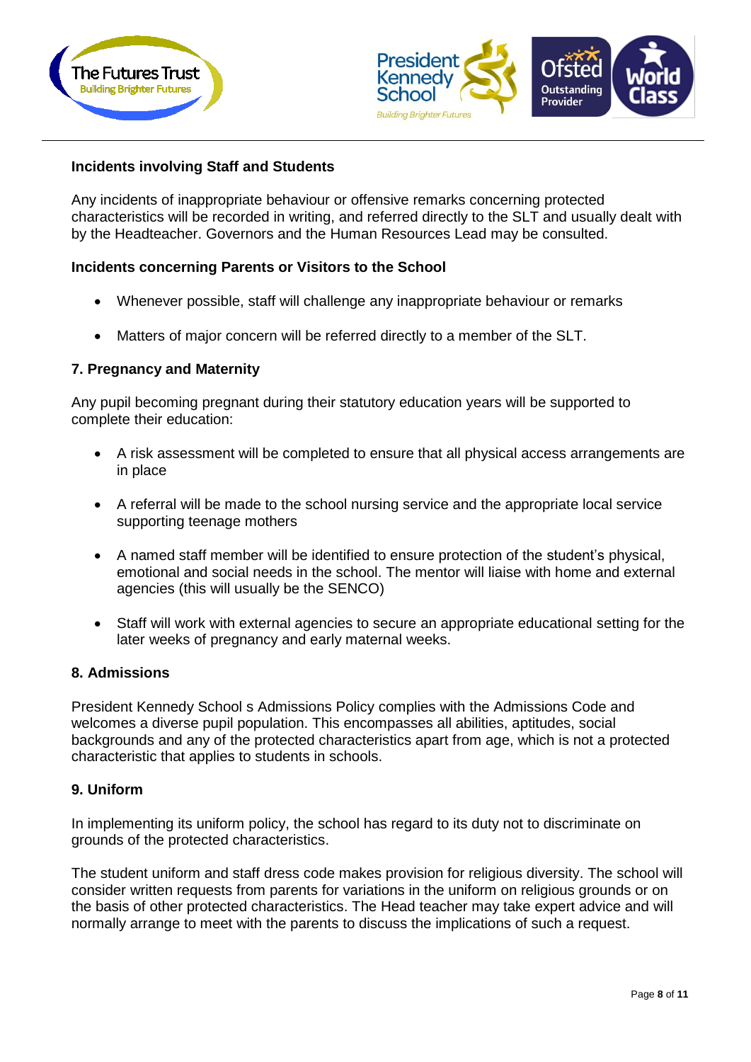**Incidents involving Staff and Students**

Any incidents of inappropriate behaviour or offensive remarks concerning protected characteristics will be recorded in writing, and referred directly to the SLT and usually dealt with by the Headteacher. Governors and the Human Resources Lead may be consulted.

**Incidents concerning Parents or Visitors to the School**

- Whenever possible, staff will challenge any inappropriate behaviour or remarks
- Matters of major concern will be referred directly to a member of the SLT.

## 7. Pregnancy and Maternity

Any pupil becoming pregnant during their statutory education years will be supported to complete their education:

- A risk assessment will be completed to ensure that all physical access arrangements are in place
- A referral will be made to the school nursing service and the appropriate local service supporting teenage mothers
- A named staff member will be identified to ensure protection of the student's physical, emotional and social needs in the school. The mentor will liaise with home and external agencies (this will usually be the SENCO)
- Staff will work with external agencies to secure an appropriate educational setting for the later weeks of pregnancy and early maternal weeks.

## 8. Admissions

President Kennedy School s Admissions Policy complies with the Admissions Code and welcomes a diverse pupil population. This encompasses all abilities, aptitudes, social backgrounds and any of the protected characteristics apart from age, which is not a protected characteristic that applies to students in schools.

## 9. Uniform

In implementing its uniform policy, the school has regard to its duty not to discriminate on grounds of the protected characteristics.

The student uniform and staff dress code makes provision for religious diversity. The school will consider written requests from parents for variations in the uniform on religious grounds or on the basis of other protected characteristics. The Head teacher may take expert advice and will normally arrange to meet with the parents to discuss the implications of such a request.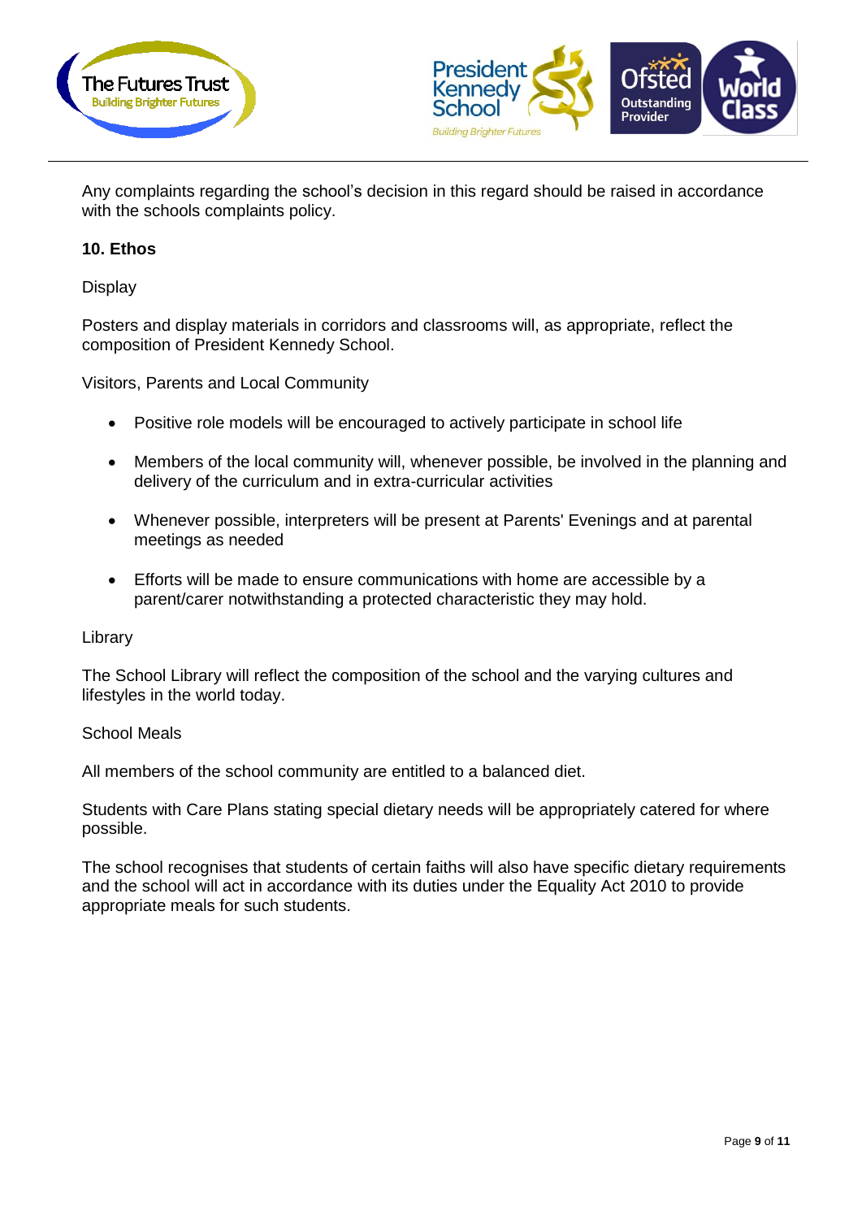Any complaints regarding the school's decision in this regard should be raised in accordance with the schools complaints policy.

**10. Ethos**

Display

Posters and display materials in corridors and classrooms will, as appropriate, reflect the composition of President Kennedy School.

Visitors, Parents and Local Community

- Positive role models will be encouraged to actively participate in school life
- Members of the local community will, whenever possible, be involved in the planning and delivery of the curriculum and in extra-curricular activities
- Whenever possible, interpreters will be present at Parents' Evenings and at parental meetings as needed
- Efforts will be made to ensure communications with home are accessible by a parent/carer notwithstanding a protected characteristic they may hold.

Library

The School Library will reflect the composition of the school and the varying cultures and lifestyles in the world today.

School Meals

All members of the school community are entitled to a balanced diet.

Students with Care Plans stating special dietary needs will be appropriately catered for where possible.

The school recognises that students of certain faiths will also have specific dietary requirements and the school will act in accordance with its duties under the Equality Act 2010 to provide appropriate meals for such students.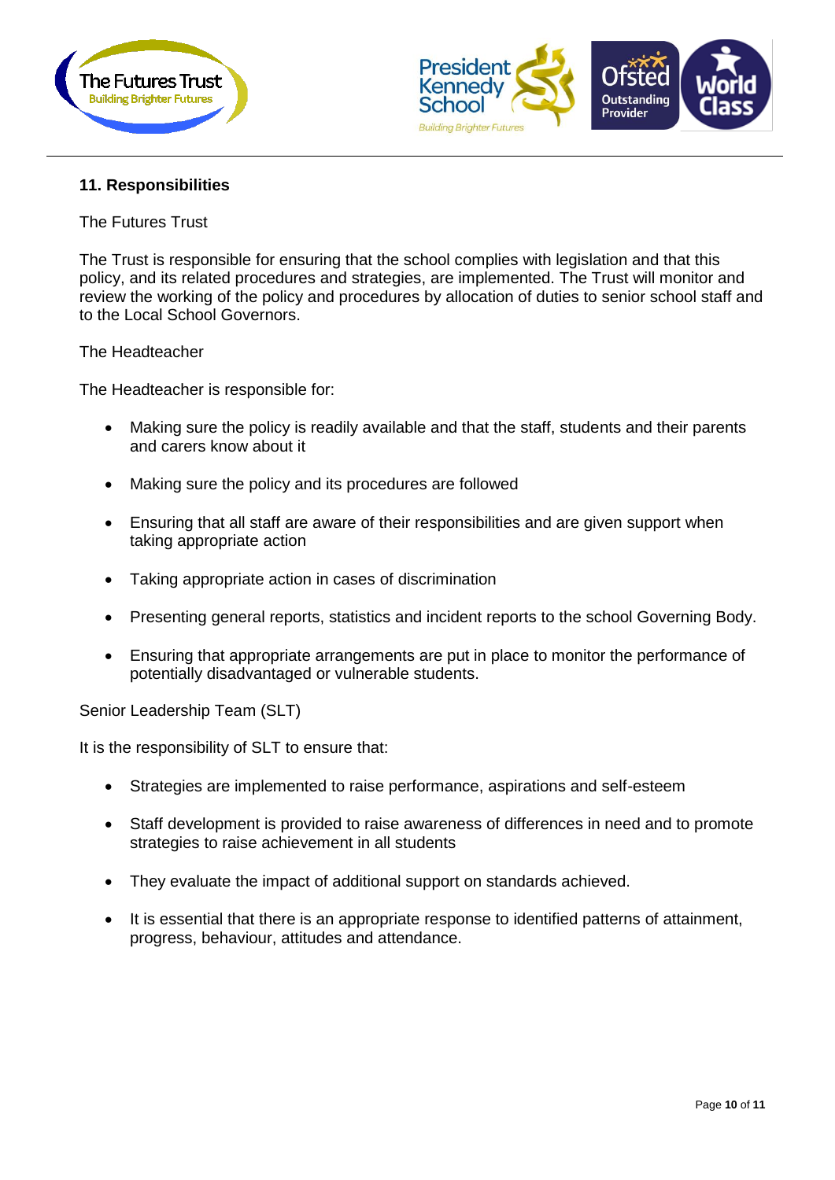## 11. Responsibilities

The Futures Trust

The Trust is responsible for ensuring that the school complies with legislation and that this policy, and its related procedures and strategies, are implemented. The Trust will monitor and review the working of the policy and procedures by allocation of duties to senior school staff and to the Local School Governors.

The Headteacher

The Headteacher is responsible for:

- Making sure the policy is readily available and that the staff, students and their parents and carers know about it
- Making sure the policy and its procedures are followed
- Ensuring that all staff are aware of their responsibilities and are given support when taking appropriate action
- Taking appropriate action in cases of discrimination
- Presenting general reports, statistics and incident reports to the school Governing Body.
- Ensuring that appropriate arrangements are put in place to monitor the performance of potentially disadvantaged or vulnerable students.

Senior Leadership Team (SLT)

It is the responsibility of SLT to ensure that:

- Strategies are implemented to raise performance, aspirations and self-esteem
- Staff development is provided to raise awareness of differences in need and to promote strategies to raise achievement in all students
- They evaluate the impact of additional support on standards achieved.
- It is essential that there is an appropriate response to identified patterns of attainment, progress, behaviour, attitudes and attendance.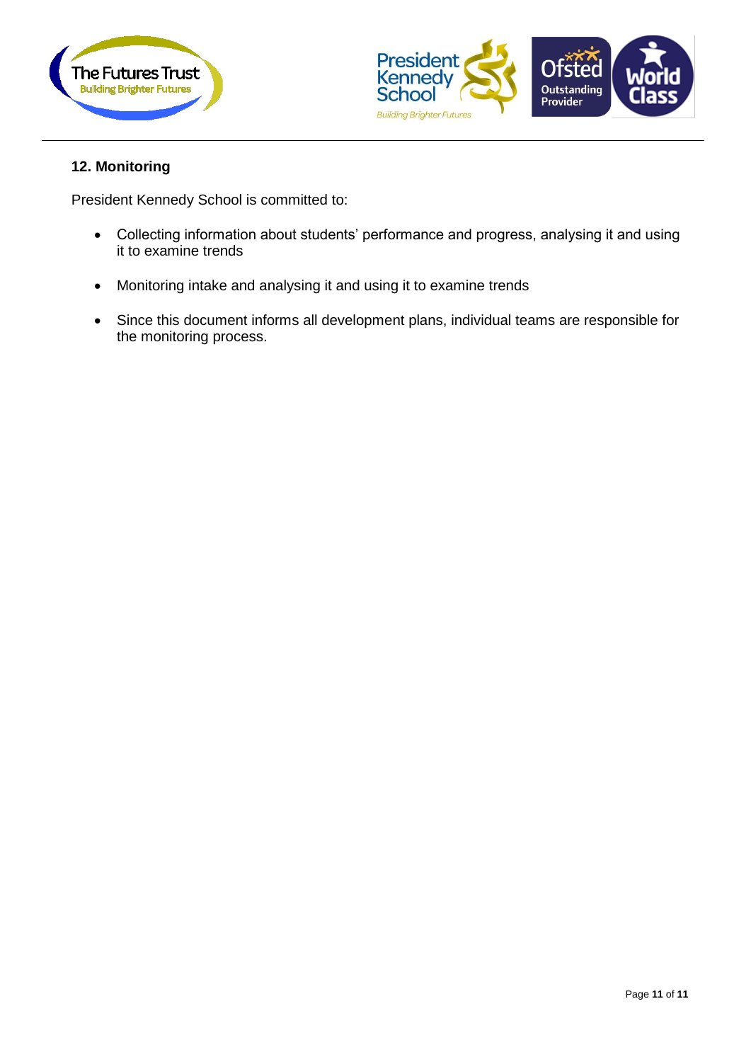## 12. Monitoring

President Kennedy School is committed to:

- Collecting information about students' performance and progress, analysing it and using it to examine trends
- Monitoring intake and analysing it and using it to examine trends
- Since this document informs all development plans, individual teams are responsible for the monitoring process.